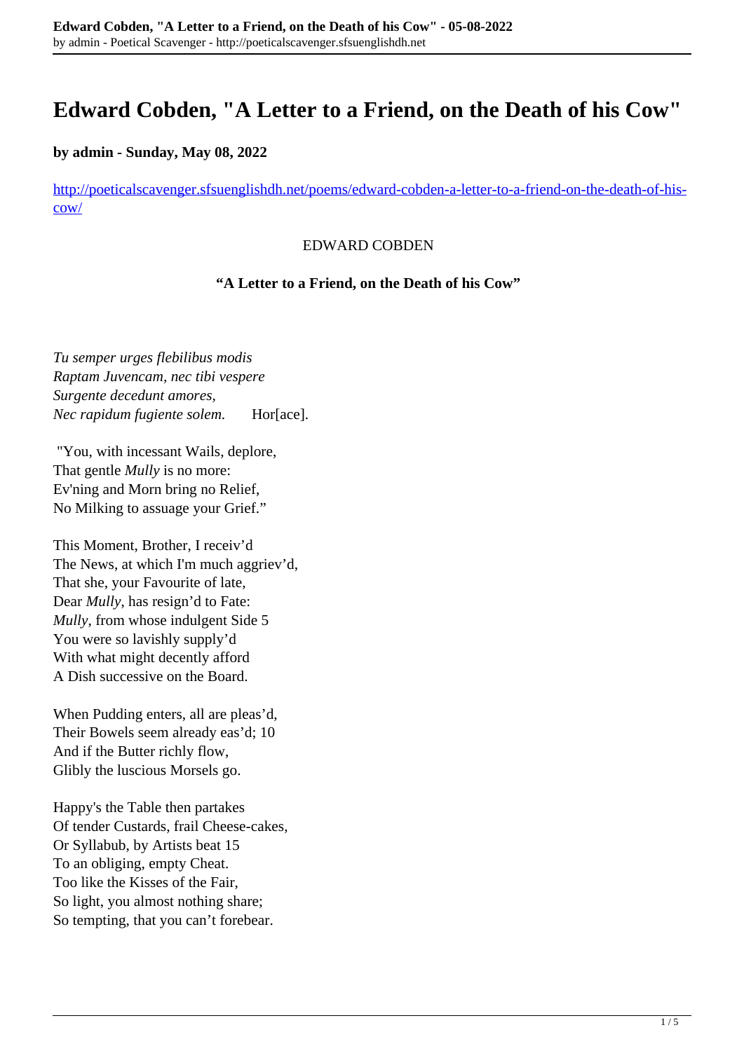# Edward Cobden, "A Letter to a Friend, on the Death of his Cow"

**by admin - Sunday, May 08, 2022**

http://poeticalscavenger.sfsuenglishdh.net/poems/edward-cobden-a-letter-to-a-friend-on-the-death-of-his-cow/

EDWARD COBDEN

**"A Letter to a Friend, on the Death of his Cow"**

*Tu semper urges flebilibus modis*
*Raptam Juvencam, nec tibi vespere*
*Surgente decedunt amores,*
*Nec rapidum fugiente solem.* Hor[ace].

"You, with incessant Wails, deplore,
That gentle *Mully* is no more:
Ev'ning and Morn bring no Relief,
No Milking to assuage your Grief."

This Moment, Brother, I receiv'd
The News, at which I'm much aggriev'd,
That she, your Favourite of late,
Dear *Mully*, has resign'd to Fate:
*Mully*, from whose indulgent Side 5
You were so lavishly supply'd
With what might decently afford
A Dish successive on the Board.

When Pudding enters, all are pleas'd,
Their Bowels seem already eas'd; 10
And if the Butter richly flow,
Glibly the luscious Morsels go.

Happy's the Table then partakes
Of tender Custards, frail Cheese-cakes,
Or Syllabub, by Artists beat 15
To an obliging, empty Cheat.
Too like the Kisses of the Fair,
So light, you almost nothing share;
So tempting, that you can't forebear.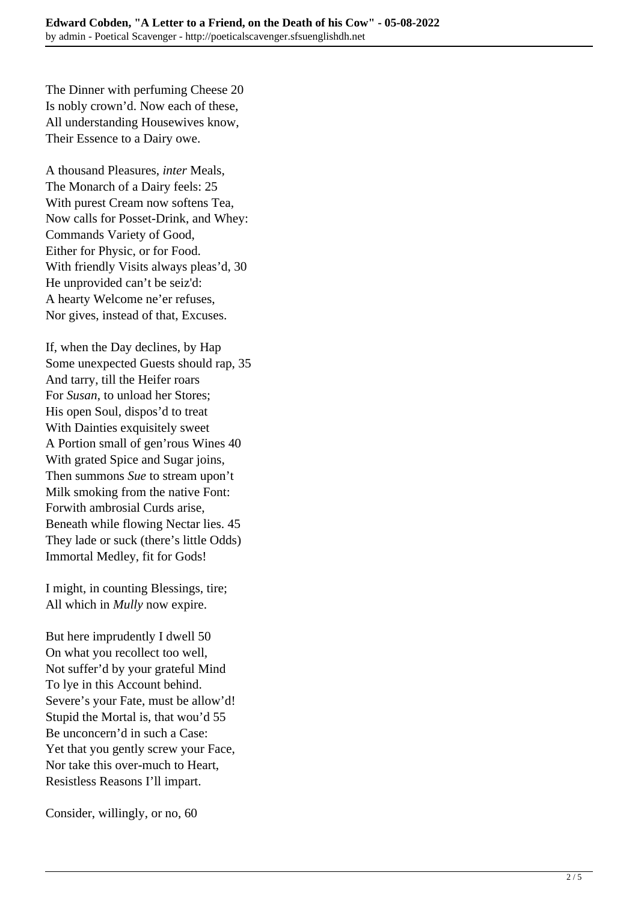The Dinner with perfuming Cheese 20
Is nobly crown'd. Now each of these,
All understanding Housewives know,
Their Essence to a Dairy owe.

A thousand Pleasures, *inter* Meals,
The Monarch of a Dairy feels: 25
With purest Cream now softens Tea,
Now calls for Posset-Drink, and Whey:
Commands Variety of Good,
Either for Physic, or for Food.
With friendly Visits always pleas'd, 30
He unprovided can't be seiz'd:
A hearty Welcome ne'er refuses,
Nor gives, instead of that, Excuses.

If, when the Day declines, by Hap
Some unexpected Guests should rap, 35
And tarry, till the Heifer roars
For *Susan*, to unload her Stores;
His open Soul, dispos'd to treat
With Dainties exquisitely sweet
A Portion small of gen'rous Wines 40
With grated Spice and Sugar joins,
Then summons *Sue* to stream upon't
Milk smoking from the native Font:
Forwith ambrosial Curds arise,
Beneath while flowing Nectar lies. 45
They lade or suck (there's little Odds)
Immortal Medley, fit for Gods!

I might, in counting Blessings, tire;
All which in *Mully* now expire.

But here imprudently I dwell 50
On what you recollect too well,
Not suffer'd by your grateful Mind
To lye in this Account behind.
Severe's your Fate, must be allow'd!
Stupid the Mortal is, that wou'd 55
Be unconcern'd in such a Case:
Yet that you gently screw your Face,
Nor take this over-much to Heart,
Resistless Reasons I'll impart.

Consider, willingly, or no, 60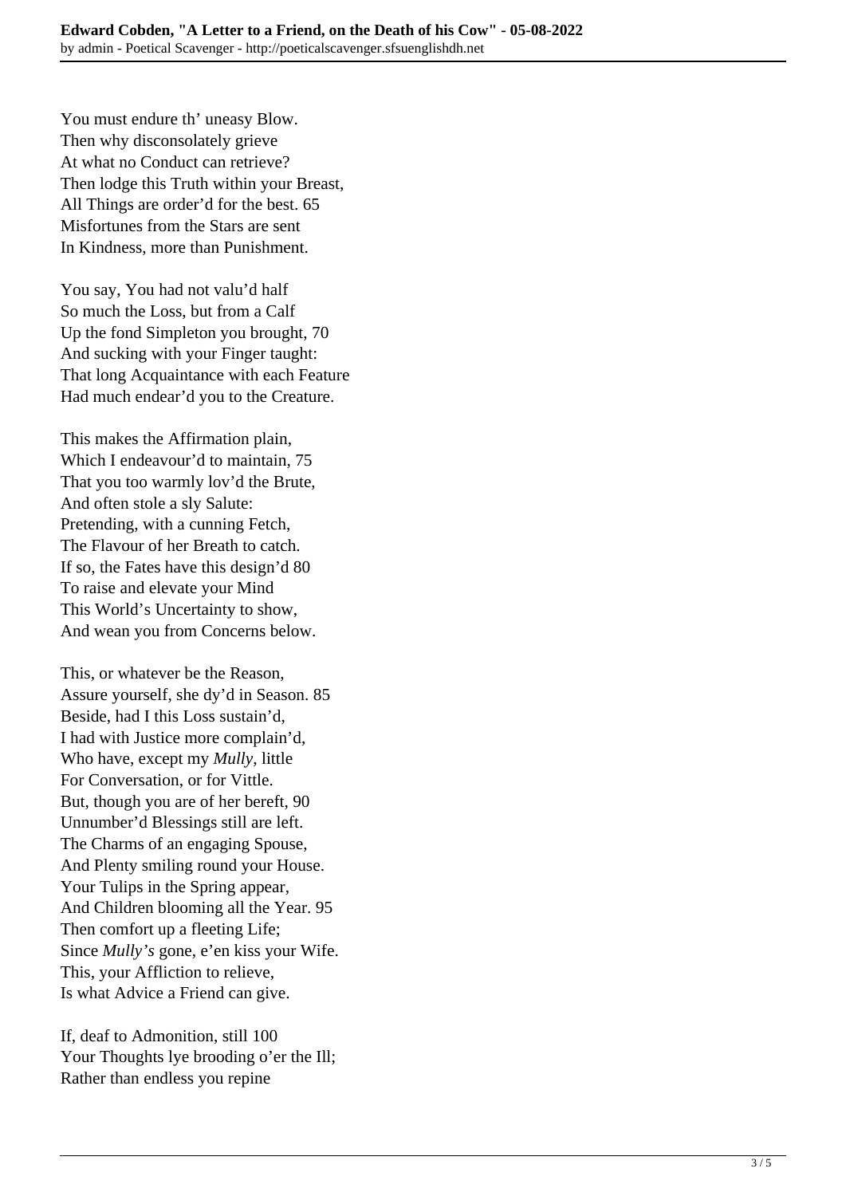You must endure th' uneasy Blow.
Then why disconsolately grieve
At what no Conduct can retrieve?
Then lodge this Truth within your Breast,
All Things are order'd for the best. 65
Misfortunes from the Stars are sent
In Kindness, more than Punishment.

You say, You had not valu'd half
So much the Loss, but from a Calf
Up the fond Simpleton you brought, 70
And sucking with your Finger taught:
That long Acquaintance with each Feature
Had much endear'd you to the Creature.

This makes the Affirmation plain,
Which I endeavour'd to maintain, 75
That you too warmly lov'd the Brute,
And often stole a sly Salute:
Pretending, with a cunning Fetch,
The Flavour of her Breath to catch.
If so, the Fates have this design'd 80
To raise and elevate your Mind
This World's Uncertainty to show,
And wean you from Concerns below.

This, or whatever be the Reason,
Assure yourself, she dy'd in Season. 85
Beside, had I this Loss sustain'd,
I had with Justice more complain'd,
Who have, except my *Mully*, little
For Conversation, or for Vittle.
But, though you are of her bereft, 90
Unnumber'd Blessings still are left.
The Charms of an engaging Spouse,
And Plenty smiling round your House.
Your Tulips in the Spring appear,
And Children blooming all the Year. 95
Then comfort up a fleeting Life;
Since *Mully's* gone, e'en kiss your Wife.
This, your Affliction to relieve,
Is what Advice a Friend can give.

If, deaf to Admonition, still 100
Your Thoughts lye brooding o'er the Ill;
Rather than endless you repine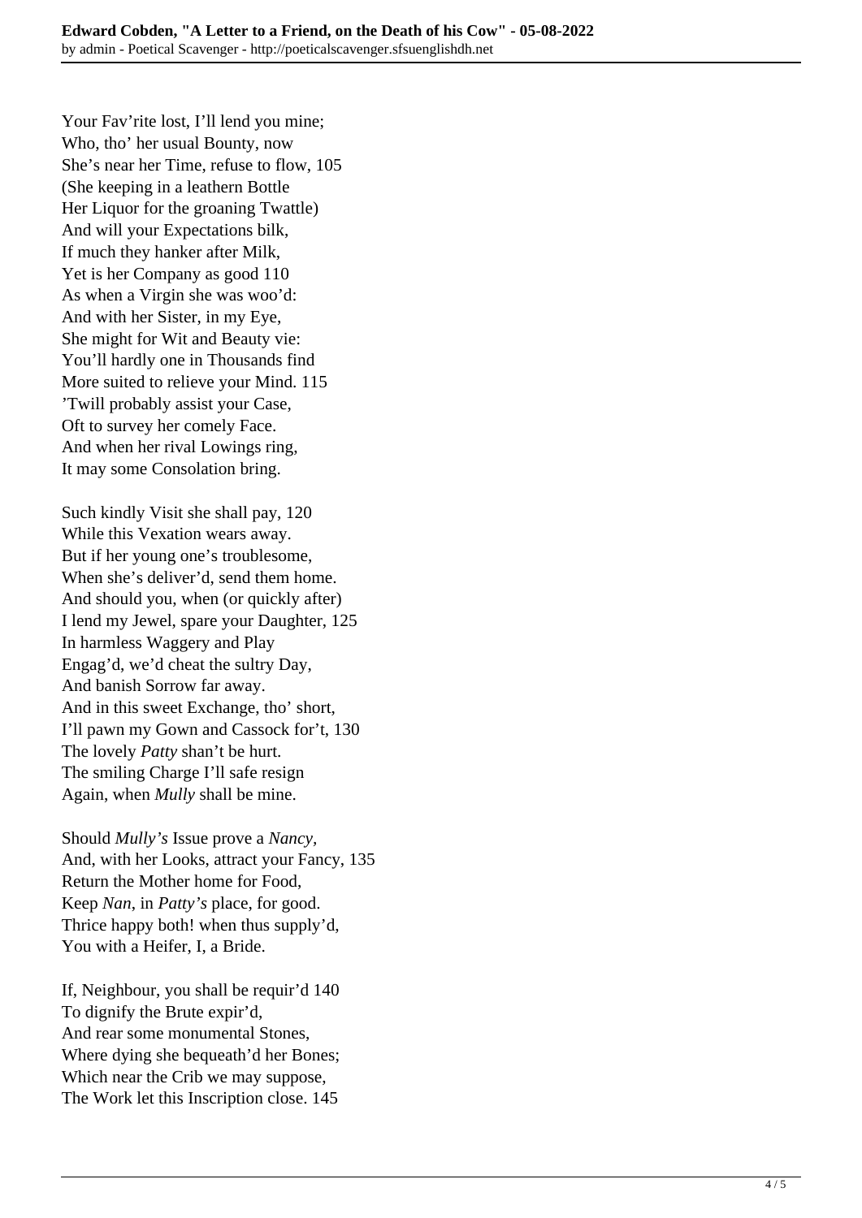Your Fav'rite lost, I'll lend you mine;  
Who, tho' her usual Bounty, now  
She's near her Time, refuse to flow, 105  
(She keeping in a leathern Bottle  
Her Liquor for the groaning Twattle)  
And will your Expectations bilk,  
If much they hanker after Milk,  
Yet is her Company as good 110  
As when a Virgin she was woo'd:  
And with her Sister, in my Eye,  
She might for Wit and Beauty vie:  
You'll hardly one in Thousands find  
More suited to relieve your Mind. 115  
'Twill probably assist your Case,  
Oft to survey her comely Face.  
And when her rival Lowings ring,  
It may some Consolation bring.

Such kindly Visit she shall pay, 120  
While this Vexation wears away.  
But if her young one's troublesome,  
When she's deliver'd, send them home.  
And should you, when (or quickly after)  
I lend my Jewel, spare your Daughter, 125  
In harmless Waggery and Play  
Engag'd, we'd cheat the sultry Day,  
And banish Sorrow far away.  
And in this sweet Exchange, tho' short,  
I'll pawn my Gown and Cassock for't, 130  
The lovely *Patty* shan't be hurt.  
The smiling Charge I'll safe resign  
Again, when *Mully* shall be mine.

Should *Mully's* Issue prove a *Nancy*,  
And, with her Looks, attract your Fancy, 135  
Return the Mother home for Food,  
Keep *Nan*, in *Patty's* place, for good.  
Thrice happy both! when thus supply'd,  
You with a Heifer, I, a Bride.

If, Neighbour, you shall be requir'd 140  
To dignify the Brute expir'd,  
And rear some monumental Stones,  
Where dying she bequeath'd her Bones;  
Which near the Crib we may suppose,  
The Work let this Inscription close. 145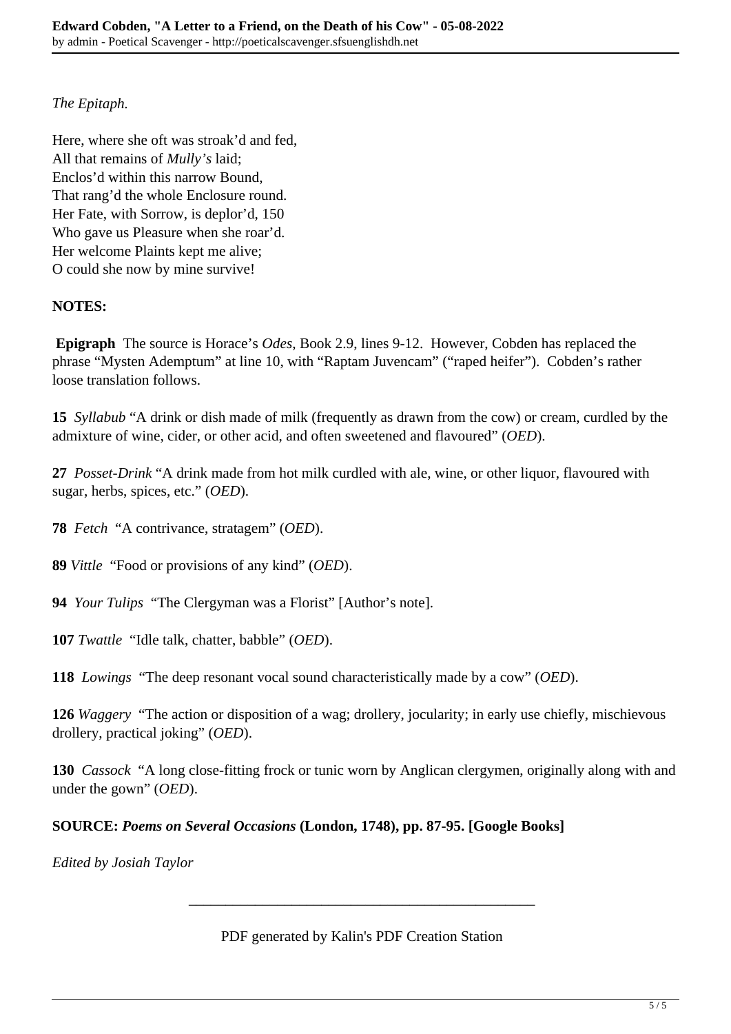*The Epitaph.*

Here, where she oft was stroak'd and fed,  
All that remains of *Mully's* laid;  
Enclos'd within this narrow Bound,  
That rang'd the whole Enclosure round.  
Her Fate, with Sorrow, is deplor'd, 150  
Who gave us Pleasure when she roar'd.  
Her welcome Plaints kept me alive;  
O could she now by mine survive!

**NOTES:**

**Epigraph** The source is Horace's *Odes*, Book 2.9, lines 9-12. However, Cobden has replaced the phrase "Mysten Ademptum" at line 10, with "Raptam Juvencam" ("raped heifer"). Cobden's rather loose translation follows.

**15** *Syllabub* "A drink or dish made of milk (frequently as drawn from the cow) or cream, curdled by the admixture of wine, cider, or other acid, and often sweetened and flavoured" (*OED*).

**27** *Posset-Drink* "A drink made from hot milk curdled with ale, wine, or other liquor, flavoured with sugar, herbs, spices, etc." (*OED*).

**78** *Fetch* "A contrivance, stratagem" (*OED*).

**89** *Vittle* "Food or provisions of any kind" (*OED*).

**94** *Your Tulips* "The Clergyman was a Florist" [Author's note].

**107** *Twattle* "Idle talk, chatter, babble" (*OED*).

**118** *Lowings* "The deep resonant vocal sound characteristically made by a cow" (*OED*).

**126** *Waggery* "The action or disposition of a wag; drollery, jocularity; in early use chiefly, mischievous drollery, practical joking" (*OED*).

**130** *Cassock* "A long close-fitting frock or tunic worn by Anglican clergymen, originally along with and under the gown" (*OED*).

**SOURCE:** ***Poems on Several Occasions*** **(London, 1748), pp. 87-95. [Google Books]**

*Edited by Josiah Taylor*

---

PDF generated by Kalin's PDF Creation Station